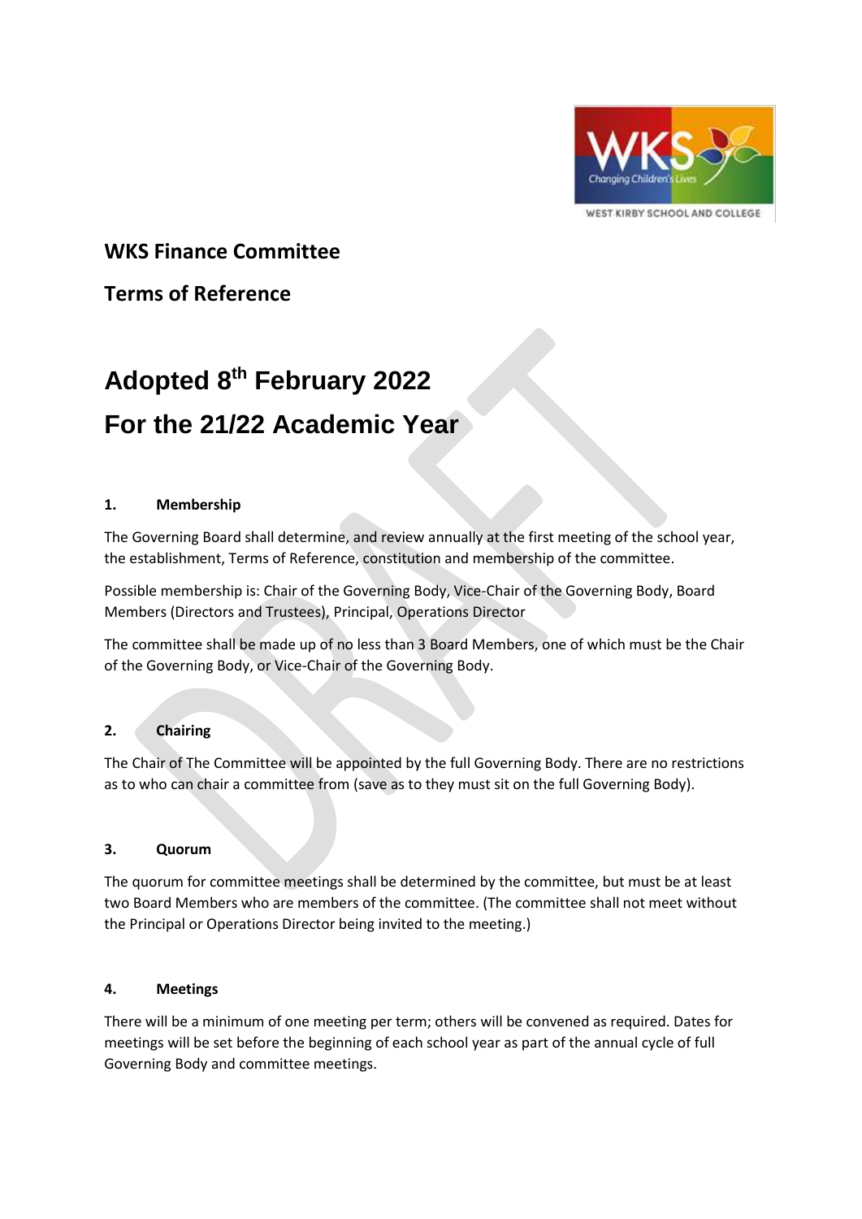# WKS Finance Committee

## Terms of Reference

# Adopted 8th February 2022

# For the 21/22 Academic Year

**1. Membership**

The Governing Board shall determine, and review annually at the first meeting of the school year, the establishment, Terms of Reference, constitution and membership of the committee.

Possible membership is: Chair of the Governing Body, Vice-Chair of the Governing Body, Board Members (Directors and Trustees), Principal, Operations Director

The committee shall be made up of no less than 3 Board Members, one of which must be the Chair of the Governing Body, or Vice-Chair of the Governing Body.

**2. Chairing**

The Chair of The Committee will be appointed by the full Governing Body. There are no restrictions as to who can chair a committee from (save as to they must sit on the full Governing Body).

**3. Quorum**

The quorum for committee meetings shall be determined by the committee, but must be at least two Board Members who are members of the committee. (The committee shall not meet without the Principal or Operations Director being invited to the meeting.)

**4. Meetings**

There will be a minimum of one meeting per term; others will be convened as required. Dates for meetings will be set before the beginning of each school year as part of the annual cycle of full Governing Body and committee meetings.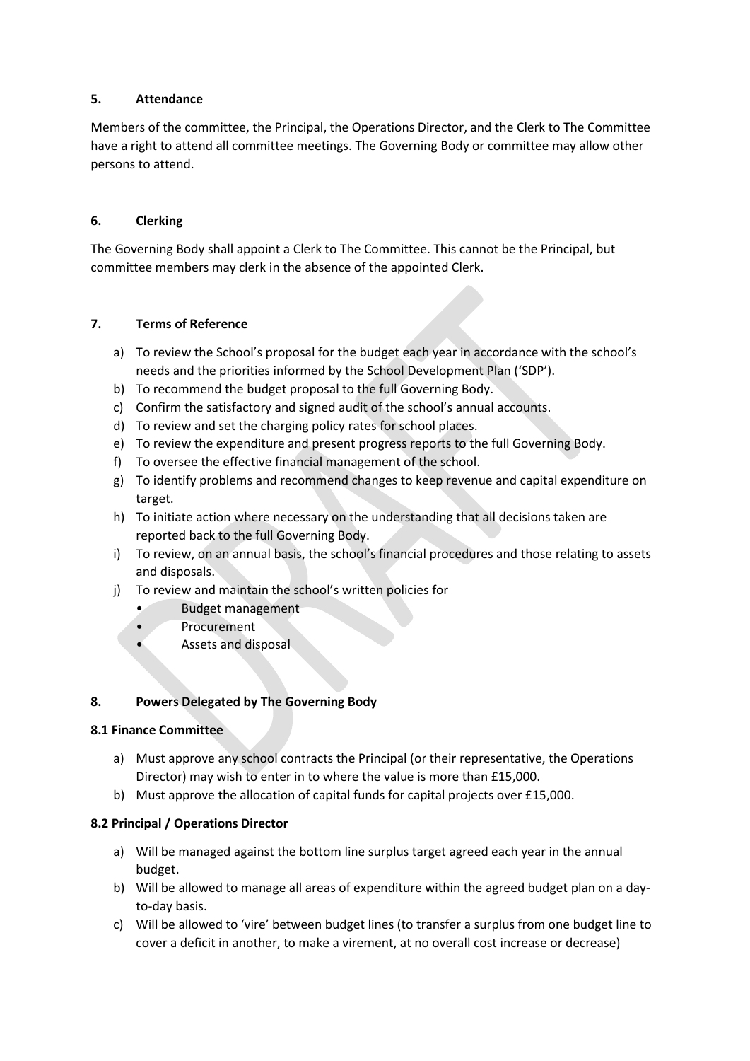## 5. Attendance

Members of the committee, the Principal, the Operations Director, and the Clerk to The Committee have a right to attend all committee meetings. The Governing Body or committee may allow other persons to attend.

## 6. Clerking

The Governing Body shall appoint a Clerk to The Committee. This cannot be the Principal, but committee members may clerk in the absence of the appointed Clerk.

## 7. Terms of Reference

a) To review the School's proposal for the budget each year in accordance with the school's needs and the priorities informed by the School Development Plan ('SDP').
b) To recommend the budget proposal to the full Governing Body.
c) Confirm the satisfactory and signed audit of the school's annual accounts.
d) To review and set the charging policy rates for school places.
e) To review the expenditure and present progress reports to the full Governing Body.
f) To oversee the effective financial management of the school.
g) To identify problems and recommend changes to keep revenue and capital expenditure on target.
h) To initiate action where necessary on the understanding that all decisions taken are reported back to the full Governing Body.
i) To review, on an annual basis, the school's financial procedures and those relating to assets and disposals.
j) To review and maintain the school's written policies for
   - Budget management
   - Procurement
   - Assets and disposal

## 8. Powers Delegated by The Governing Body

### 8.1 Finance Committee

a) Must approve any school contracts the Principal (or their representative, the Operations Director) may wish to enter in to where the value is more than £15,000.
b) Must approve the allocation of capital funds for capital projects over £15,000.

### 8.2 Principal / Operations Director

a) Will be managed against the bottom line surplus target agreed each year in the annual budget.
b) Will be allowed to manage all areas of expenditure within the agreed budget plan on a day-to-day basis.
c) Will be allowed to 'vire' between budget lines (to transfer a surplus from one budget line to cover a deficit in another, to make a virement, at no overall cost increase or decrease)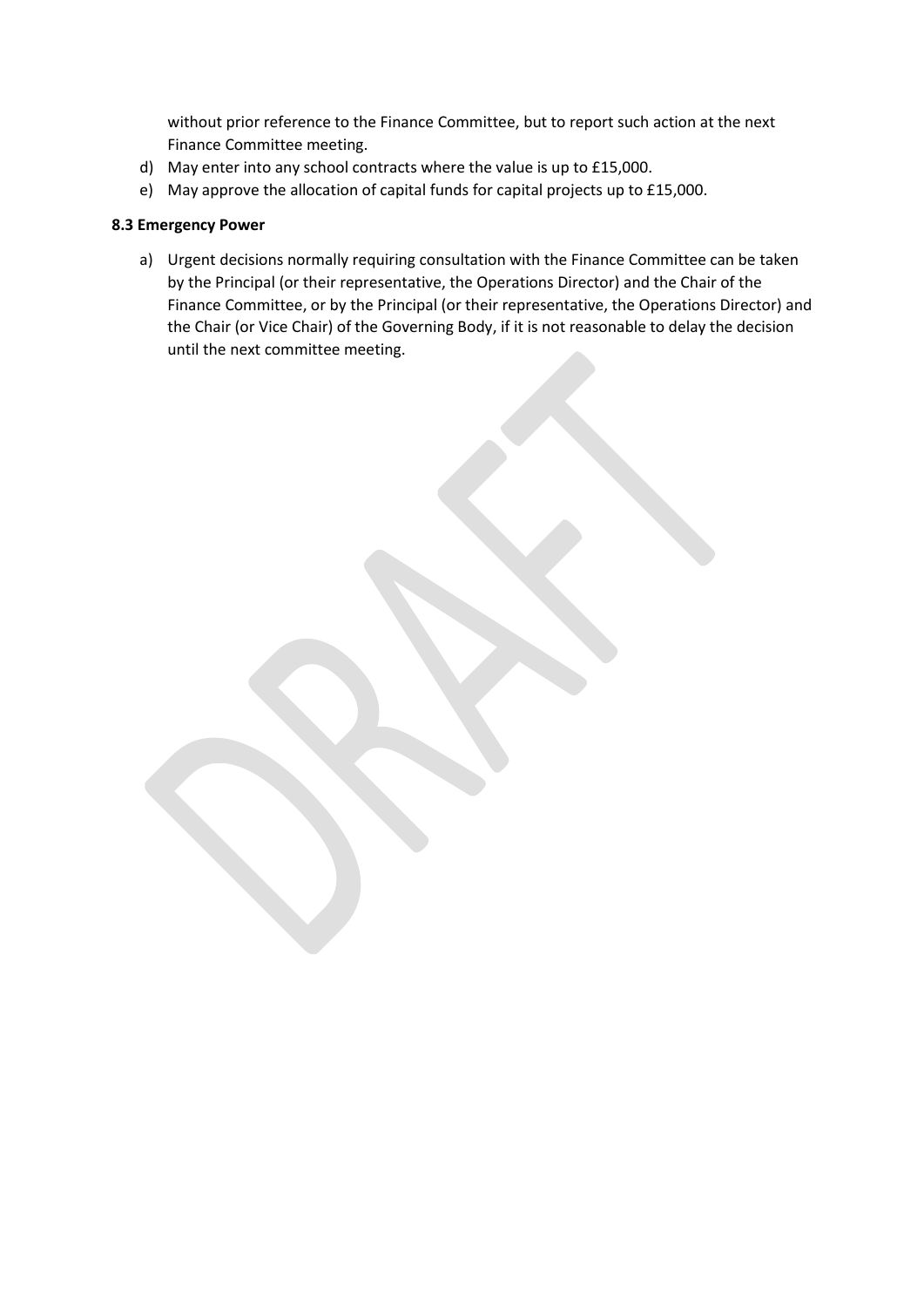without prior reference to the Finance Committee, but to report such action at the next Finance Committee meeting.

d) May enter into any school contracts where the value is up to £15,000.
e) May approve the allocation of capital funds for capital projects up to £15,000.

**8.3 Emergency Power**

a) Urgent decisions normally requiring consultation with the Finance Committee can be taken by the Principal (or their representative, the Operations Director) and the Chair of the Finance Committee, or by the Principal (or their representative, the Operations Director) and the Chair (or Vice Chair) of the Governing Body, if it is not reasonable to delay the decision until the next committee meeting.